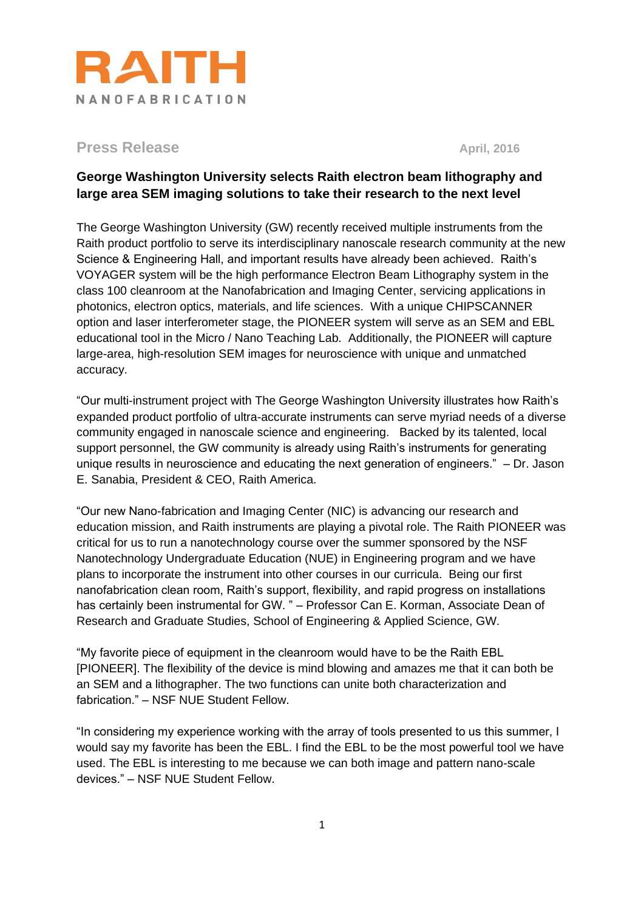RAITH

NANOFABRICATION

**Press Release** **April, 2016**

## George Washington University selects Raith electron beam lithography and large area SEM imaging solutions to take their research to the next level

The George Washington University (GW) recently received multiple instruments from the Raith product portfolio to serve its interdisciplinary nanoscale research community at the new Science & Engineering Hall, and important results have already been achieved. Raith's VOYAGER system will be the high performance Electron Beam Lithography system in the class 100 cleanroom at the Nanofabrication and Imaging Center, servicing applications in photonics, electron optics, materials, and life sciences. With a unique CHIPSCANNER option and laser interferometer stage, the PIONEER system will serve as an SEM and EBL educational tool in the Micro / Nano Teaching Lab. Additionally, the PIONEER will capture large-area, high-resolution SEM images for neuroscience with unique and unmatched accuracy.

"Our multi-instrument project with The George Washington University illustrates how Raith's expanded product portfolio of ultra-accurate instruments can serve myriad needs of a diverse community engaged in nanoscale science and engineering. Backed by its talented, local support personnel, the GW community is already using Raith's instruments for generating unique results in neuroscience and educating the next generation of engineers." – Dr. Jason E. Sanabia, President & CEO, Raith America.

"Our new Nano-fabrication and Imaging Center (NIC) is advancing our research and education mission, and Raith instruments are playing a pivotal role. The Raith PIONEER was critical for us to run a nanotechnology course over the summer sponsored by the NSF Nanotechnology Undergraduate Education (NUE) in Engineering program and we have plans to incorporate the instrument into other courses in our curricula. Being our first nanofabrication clean room, Raith's support, flexibility, and rapid progress on installations has certainly been instrumental for GW. " – Professor Can E. Korman, Associate Dean of Research and Graduate Studies, School of Engineering & Applied Science, GW.

"My favorite piece of equipment in the cleanroom would have to be the Raith EBL [PIONEER]. The flexibility of the device is mind blowing and amazes me that it can both be an SEM and a lithographer. The two functions can unite both characterization and fabrication." – NSF NUE Student Fellow.

"In considering my experience working with the array of tools presented to us this summer, I would say my favorite has been the EBL. I find the EBL to be the most powerful tool we have used. The EBL is interesting to me because we can both image and pattern nano-scale devices." – NSF NUE Student Fellow.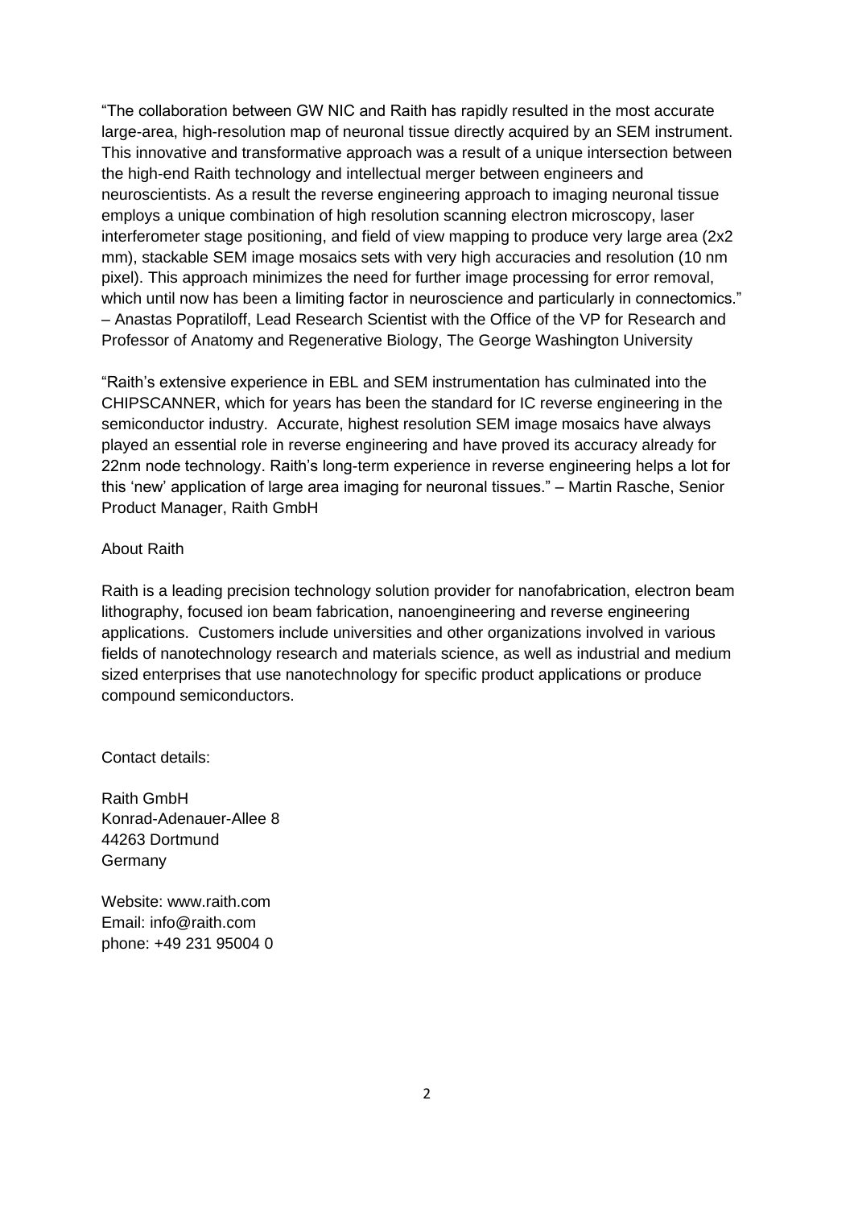"The collaboration between GW NIC and Raith has rapidly resulted in the most accurate large-area, high-resolution map of neuronal tissue directly acquired by an SEM instrument. This innovative and transformative approach was a result of a unique intersection between the high-end Raith technology and intellectual merger between engineers and neuroscientists. As a result the reverse engineering approach to imaging neuronal tissue employs a unique combination of high resolution scanning electron microscopy, laser interferometer stage positioning, and field of view mapping to produce very large area (2x2 mm), stackable SEM image mosaics sets with very high accuracies and resolution (10 nm pixel). This approach minimizes the need for further image processing for error removal, which until now has been a limiting factor in neuroscience and particularly in connectomics." – Anastas Popratiloff, Lead Research Scientist with the Office of the VP for Research and Professor of Anatomy and Regenerative Biology, The George Washington University

"Raith's extensive experience in EBL and SEM instrumentation has culminated into the CHIPSCANNER, which for years has been the standard for IC reverse engineering in the semiconductor industry. Accurate, highest resolution SEM image mosaics have always played an essential role in reverse engineering and have proved its accuracy already for 22nm node technology. Raith's long-term experience in reverse engineering helps a lot for this 'new' application of large area imaging for neuronal tissues." – Martin Rasche, Senior Product Manager, Raith GmbH

About Raith

Raith is a leading precision technology solution provider for nanofabrication, electron beam lithography, focused ion beam fabrication, nanoengineering and reverse engineering applications. Customers include universities and other organizations involved in various fields of nanotechnology research and materials science, as well as industrial and medium sized enterprises that use nanotechnology for specific product applications or produce compound semiconductors.

Contact details:

Raith GmbH
Konrad-Adenauer-Allee 8
44263 Dortmund
Germany

Website: www.raith.com
Email: info@raith.com
phone: +49 231 95004 0